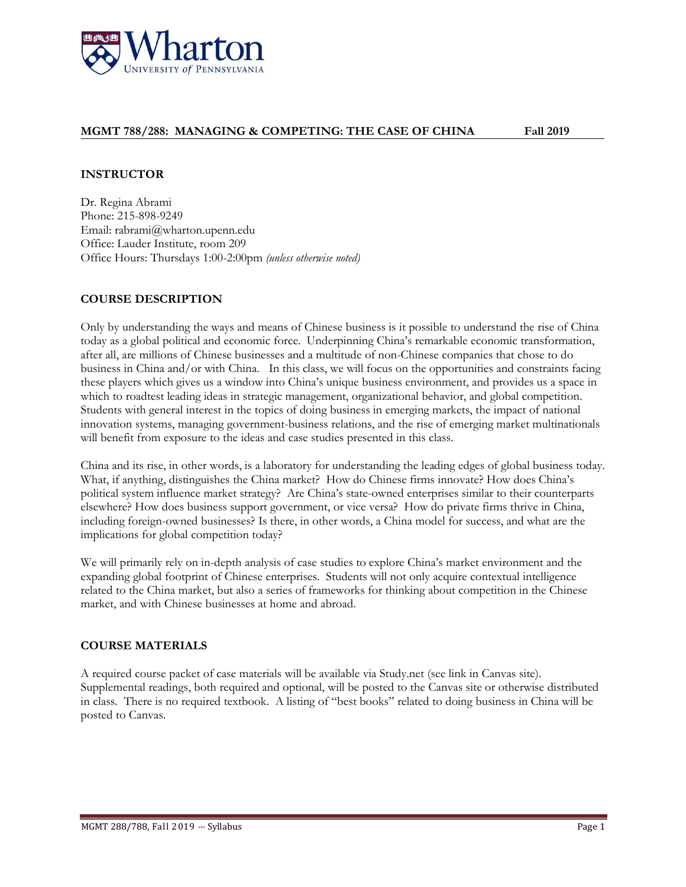## MGMT 788/288: MANAGING & COMPETING: THE CASE OF CHINA Fall 2019

### INSTRUCTOR

Dr. Regina Abrami
Phone: 215-898-9249
Email: rabrami@wharton.upenn.edu
Office: Lauder Institute, room 209
Office Hours: Thursdays 1:00-2:00pm *(unless otherwise noted)*

### COURSE DESCRIPTION

Only by understanding the ways and means of Chinese business is it possible to understand the rise of China today as a global political and economic force. Underpinning China's remarkable economic transformation, after all, are millions of Chinese businesses and a multitude of non-Chinese companies that chose to do business in China and/or with China. In this class, we will focus on the opportunities and constraints facing these players which gives us a window into China's unique business environment, and provides us a space in which to roadtest leading ideas in strategic management, organizational behavior, and global competition. Students with general interest in the topics of doing business in emerging markets, the impact of national innovation systems, managing government-business relations, and the rise of emerging market multinationals will benefit from exposure to the ideas and case studies presented in this class.

China and its rise, in other words, is a laboratory for understanding the leading edges of global business today. What, if anything, distinguishes the China market? How do Chinese firms innovate? How does China's political system influence market strategy? Are China's state-owned enterprises similar to their counterparts elsewhere? How does business support government, or vice versa? How do private firms thrive in China, including foreign-owned businesses? Is there, in other words, a China model for success, and what are the implications for global competition today?

We will primarily rely on in-depth analysis of case studies to explore China's market environment and the expanding global footprint of Chinese enterprises. Students will not only acquire contextual intelligence related to the China market, but also a series of frameworks for thinking about competition in the Chinese market, and with Chinese businesses at home and abroad.

### COURSE MATERIALS

A required course packet of case materials will be available via Study.net (see link in Canvas site). Supplemental readings, both required and optional, will be posted to the Canvas site or otherwise distributed in class. There is no required textbook. A listing of "best books" related to doing business in China will be posted to Canvas.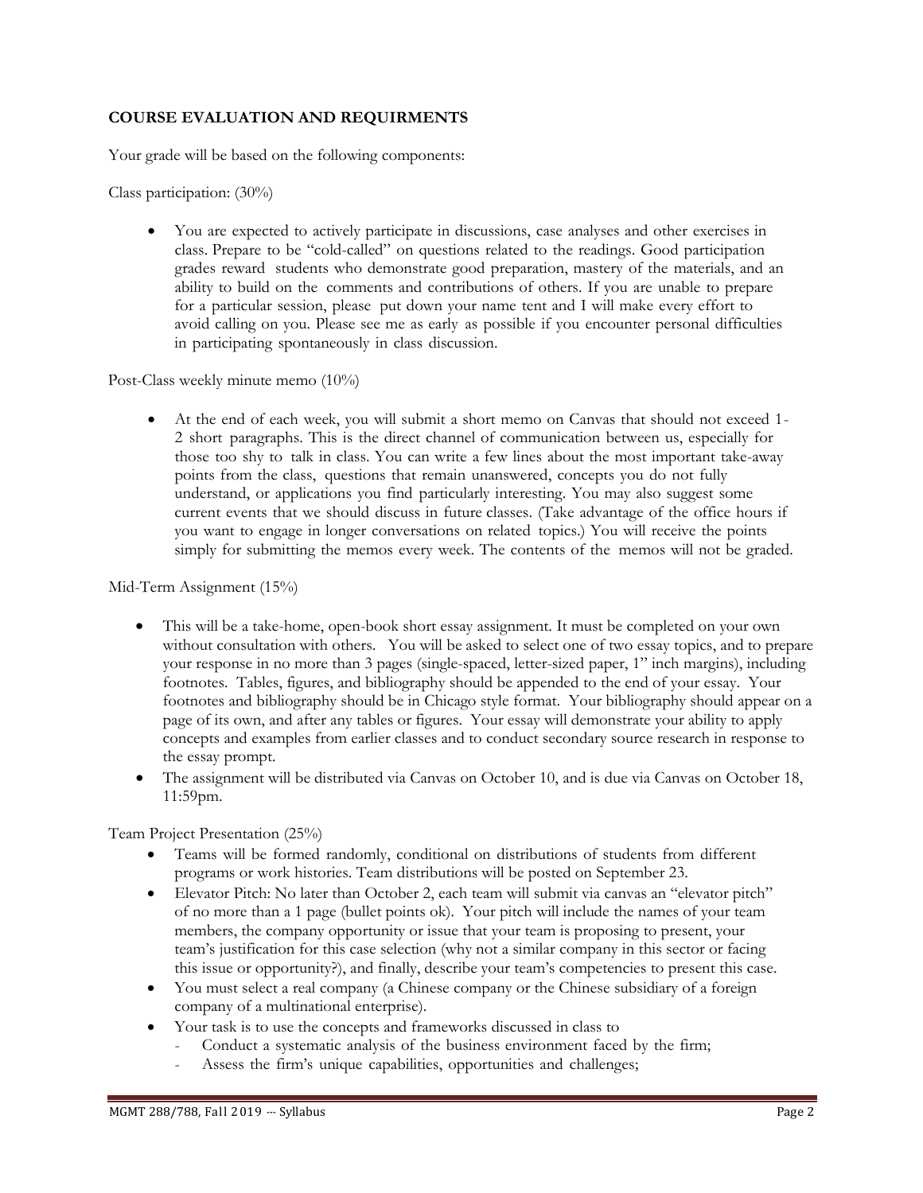**COURSE EVALUATION AND REQUIRMENTS**

Your grade will be based on the following components:

Class participation: (30%)

- You are expected to actively participate in discussions, case analyses and other exercises in class. Prepare to be "cold-called" on questions related to the readings. Good participation grades reward students who demonstrate good preparation, mastery of the materials, and an ability to build on the comments and contributions of others. If you are unable to prepare for a particular session, please put down your name tent and I will make every effort to avoid calling on you. Please see me as early as possible if you encounter personal difficulties in participating spontaneously in class discussion.

Post-Class weekly minute memo (10%)

- At the end of each week, you will submit a short memo on Canvas that should not exceed 1-2 short paragraphs. This is the direct channel of communication between us, especially for those too shy to talk in class. You can write a few lines about the most important take-away points from the class, questions that remain unanswered, concepts you do not fully understand, or applications you find particularly interesting. You may also suggest some current events that we should discuss in future classes. (Take advantage of the office hours if you want to engage in longer conversations on related topics.) You will receive the points simply for submitting the memos every week. The contents of the memos will not be graded.

Mid-Term Assignment (15%)

- This will be a take-home, open-book short essay assignment. It must be completed on your own without consultation with others. You will be asked to select one of two essay topics, and to prepare your response in no more than 3 pages (single-spaced, letter-sized paper, 1" inch margins), including footnotes. Tables, figures, and bibliography should be appended to the end of your essay. Your footnotes and bibliography should be in Chicago style format. Your bibliography should appear on a page of its own, and after any tables or figures. Your essay will demonstrate your ability to apply concepts and examples from earlier classes and to conduct secondary source research in response to the essay prompt.
- The assignment will be distributed via Canvas on October 10, and is due via Canvas on October 18, 11:59pm.

Team Project Presentation (25%)

- Teams will be formed randomly, conditional on distributions of students from different programs or work histories. Team distributions will be posted on September 23.
- Elevator Pitch: No later than October 2, each team will submit via canvas an "elevator pitch" of no more than a 1 page (bullet points ok). Your pitch will include the names of your team members, the company opportunity or issue that your team is proposing to present, your team's justification for this case selection (why not a similar company in this sector or facing this issue or opportunity?), and finally, describe your team's competencies to present this case.
- You must select a real company (a Chinese company or the Chinese subsidiary of a foreign company of a multinational enterprise).
- Your task is to use the concepts and frameworks discussed in class to
  - Conduct a systematic analysis of the business environment faced by the firm;
  - Assess the firm's unique capabilities, opportunities and challenges;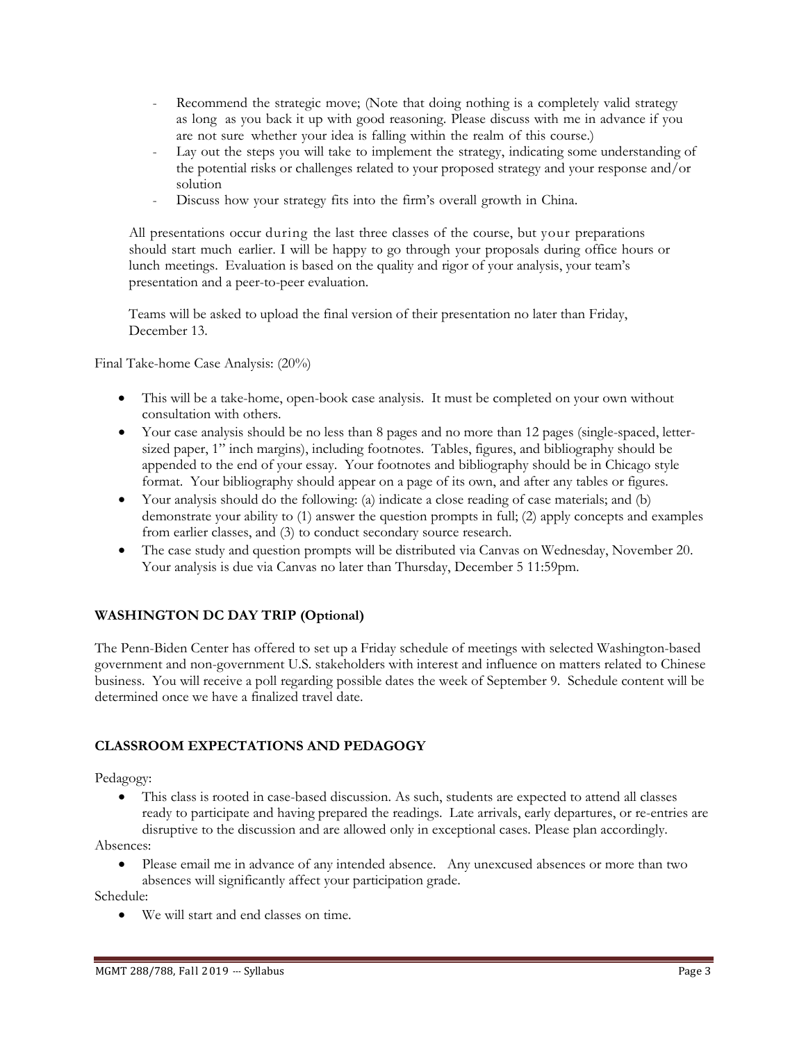- Recommend the strategic move; (Note that doing nothing is a completely valid strategy as long as you back it up with good reasoning. Please discuss with me in advance if you are not sure whether your idea is falling within the realm of this course.)
- Lay out the steps you will take to implement the strategy, indicating some understanding of the potential risks or challenges related to your proposed strategy and your response and/or solution
- Discuss how your strategy fits into the firm's overall growth in China.

All presentations occur during the last three classes of the course, but your preparations should start much earlier. I will be happy to go through your proposals during office hours or lunch meetings. Evaluation is based on the quality and rigor of your analysis, your team's presentation and a peer-to-peer evaluation.

Teams will be asked to upload the final version of their presentation no later than Friday, December 13.

Final Take-home Case Analysis: (20%)

- This will be a take-home, open-book case analysis. It must be completed on your own without consultation with others.
- Your case analysis should be no less than 8 pages and no more than 12 pages (single-spaced, letter-sized paper, 1" inch margins), including footnotes. Tables, figures, and bibliography should be appended to the end of your essay. Your footnotes and bibliography should be in Chicago style format. Your bibliography should appear on a page of its own, and after any tables or figures.
- Your analysis should do the following: (a) indicate a close reading of case materials; and (b) demonstrate your ability to (1) answer the question prompts in full; (2) apply concepts and examples from earlier classes, and (3) to conduct secondary source research.
- The case study and question prompts will be distributed via Canvas on Wednesday, November 20. Your analysis is due via Canvas no later than Thursday, December 5 11:59pm.

## WASHINGTON DC DAY TRIP (Optional)

The Penn-Biden Center has offered to set up a Friday schedule of meetings with selected Washington-based government and non-government U.S. stakeholders with interest and influence on matters related to Chinese business. You will receive a poll regarding possible dates the week of September 9. Schedule content will be determined once we have a finalized travel date.

## CLASSROOM EXPECTATIONS AND PEDAGOGY

Pedagogy:

- This class is rooted in case-based discussion. As such, students are expected to attend all classes ready to participate and having prepared the readings. Late arrivals, early departures, or re-entries are disruptive to the discussion and are allowed only in exceptional cases. Please plan accordingly.

Absences:

- Please email me in advance of any intended absence. Any unexcused absences or more than two absences will significantly affect your participation grade.

Schedule:

- We will start and end classes on time.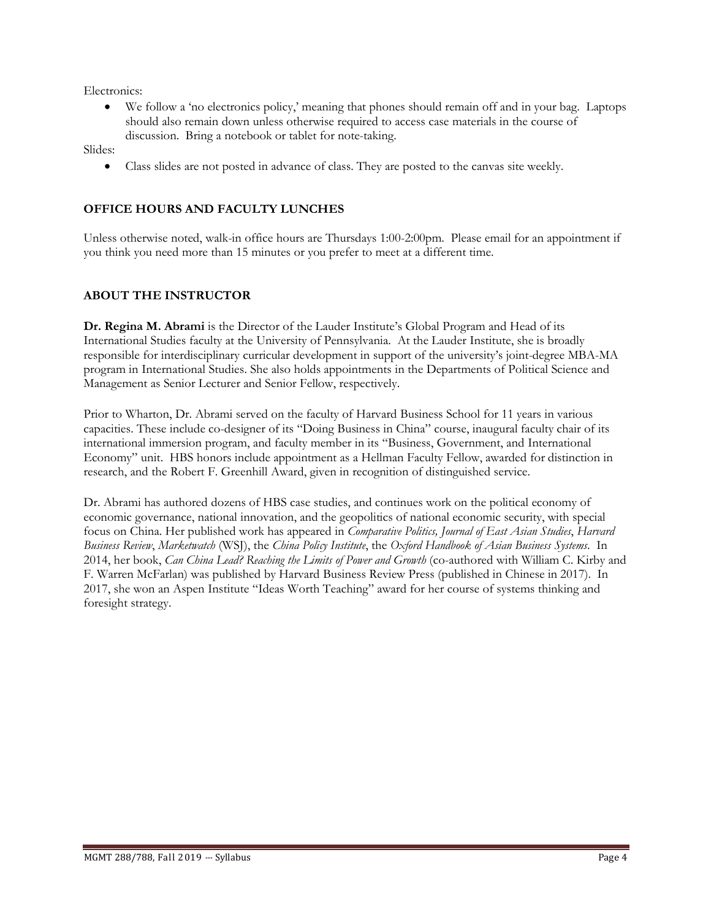Electronics:

- We follow a 'no electronics policy,' meaning that phones should remain off and in your bag. Laptops should also remain down unless otherwise required to access case materials in the course of discussion. Bring a notebook or tablet for note-taking.

Slides:

- Class slides are not posted in advance of class. They are posted to the canvas site weekly.

## OFFICE HOURS AND FACULTY LUNCHES

Unless otherwise noted, walk-in office hours are Thursdays 1:00-2:00pm. Please email for an appointment if you think you need more than 15 minutes or you prefer to meet at a different time.

## ABOUT THE INSTRUCTOR

**Dr. Regina M. Abrami** is the Director of the Lauder Institute's Global Program and Head of its International Studies faculty at the University of Pennsylvania. At the Lauder Institute, she is broadly responsible for interdisciplinary curricular development in support of the university's joint-degree MBA-MA program in International Studies. She also holds appointments in the Departments of Political Science and Management as Senior Lecturer and Senior Fellow, respectively.

Prior to Wharton, Dr. Abrami served on the faculty of Harvard Business School for 11 years in various capacities. These include co-designer of its "Doing Business in China" course, inaugural faculty chair of its international immersion program, and faculty member in its "Business, Government, and International Economy" unit. HBS honors include appointment as a Hellman Faculty Fellow, awarded for distinction in research, and the Robert F. Greenhill Award, given in recognition of distinguished service.

Dr. Abrami has authored dozens of HBS case studies, and continues work on the political economy of economic governance, national innovation, and the geopolitics of national economic security, with special focus on China. Her published work has appeared in *Comparative Politics, Journal of East Asian Studies*, *Harvard Business Review*, *Marketwatch* (WSJ), the *China Policy Institute*, the *Oxford Handbook of Asian Business Systems*. In 2014, her book, *Can China Lead? Reaching the Limits of Power and Growth* (co-authored with William C. Kirby and F. Warren McFarlan) was published by Harvard Business Review Press (published in Chinese in 2017). In 2017, she won an Aspen Institute "Ideas Worth Teaching" award for her course of systems thinking and foresight strategy.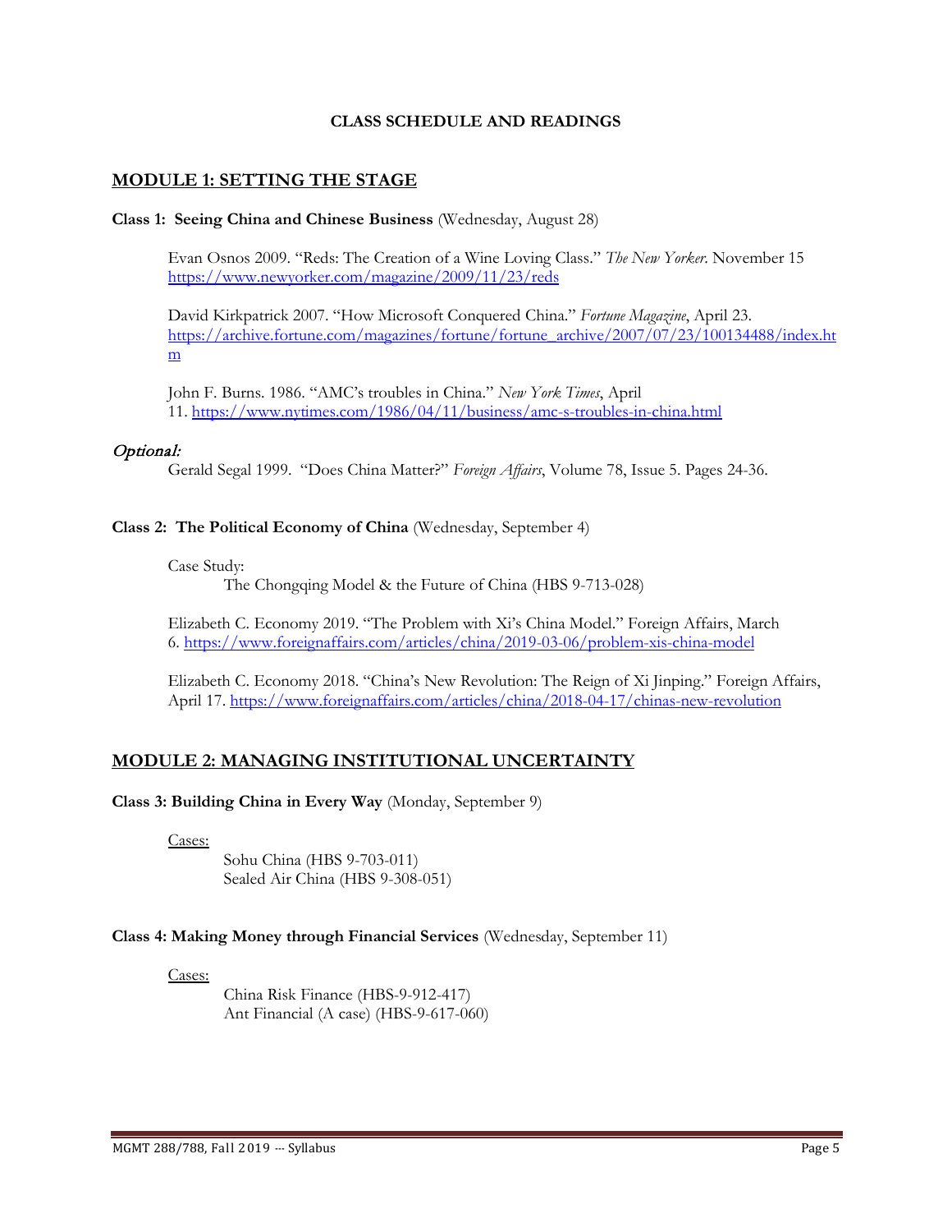**CLASS SCHEDULE AND READINGS**

## MODULE 1: SETTING THE STAGE

**Class 1: Seeing China and Chinese Business** (Wednesday, August 28)

Evan Osnos 2009. "Reds: The Creation of a Wine Loving Class." *The New Yorker*. November 15 https://www.newyorker.com/magazine/2009/11/23/reds

David Kirkpatrick 2007. "How Microsoft Conquered China." *Fortune Magazine*, April 23. https://archive.fortune.com/magazines/fortune/fortune_archive/2007/07/23/100134488/index.htm

John F. Burns. 1986. "AMC's troubles in China." *New York Times*, April 11. https://www.nytimes.com/1986/04/11/business/amc-s-troubles-in-china.html

*Optional:*

Gerald Segal 1999. "Does China Matter?" *Foreign Affairs*, Volume 78, Issue 5. Pages 24-36.

**Class 2: The Political Economy of China** (Wednesday, September 4)

Case Study:
The Chongqing Model & the Future of China (HBS 9-713-028)

Elizabeth C. Economy 2019. "The Problem with Xi's China Model." Foreign Affairs, March 6. https://www.foreignaffairs.com/articles/china/2019-03-06/problem-xis-china-model

Elizabeth C. Economy 2018. "China's New Revolution: The Reign of Xi Jinping." Foreign Affairs, April 17. https://www.foreignaffairs.com/articles/china/2018-04-17/chinas-new-revolution

## MODULE 2: MANAGING INSTITUTIONAL UNCERTAINTY

**Class 3: Building China in Every Way** (Monday, September 9)

Cases:
- Sohu China (HBS 9-703-011)
- Sealed Air China (HBS 9-308-051)

**Class 4: Making Money through Financial Services** (Wednesday, September 11)

Cases:
- China Risk Finance (HBS-9-912-417)
- Ant Financial (A case) (HBS-9-617-060)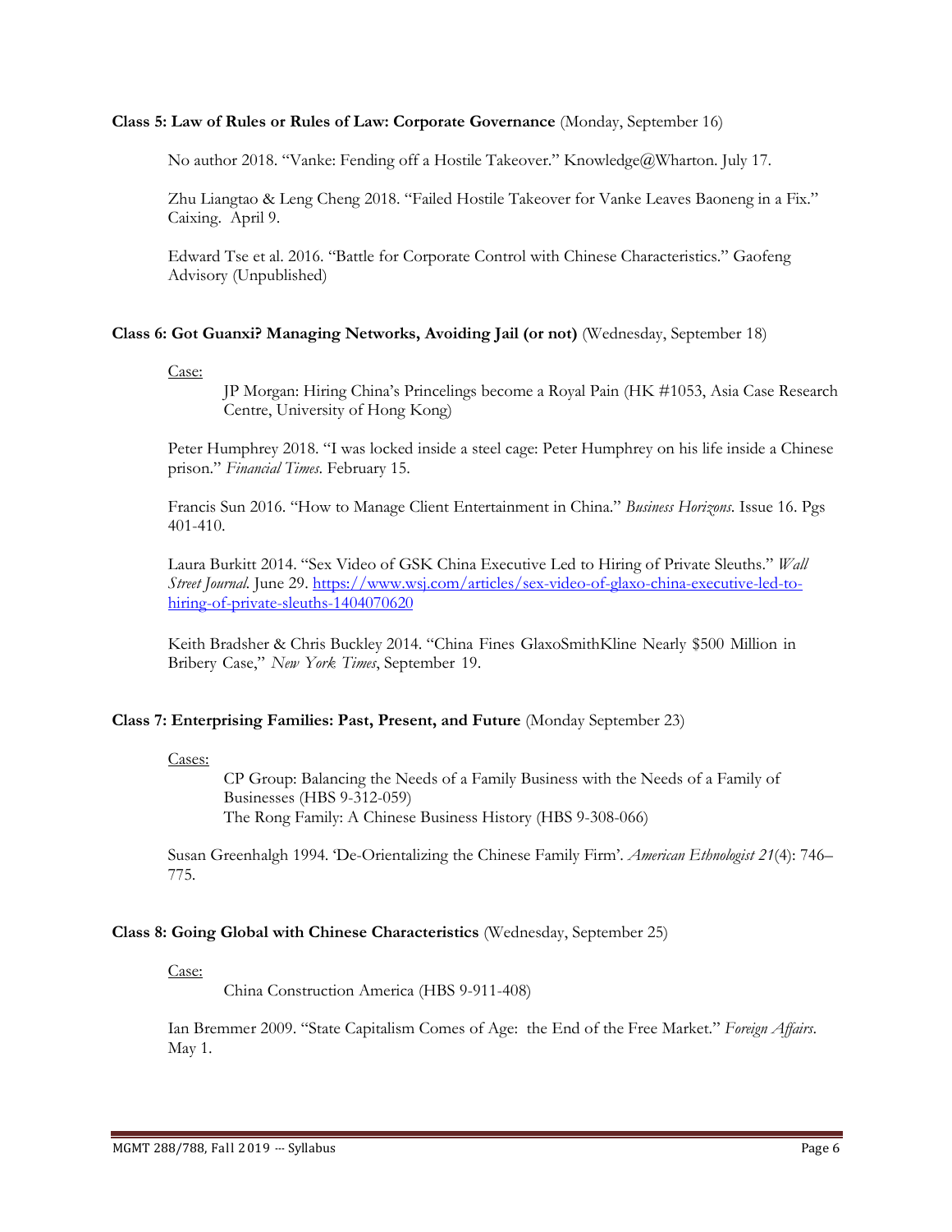**Class 5: Law of Rules or Rules of Law: Corporate Governance** (Monday, September 16)

No author 2018. "Vanke: Fending off a Hostile Takeover." Knowledge@Wharton. July 17.

Zhu Liangtao & Leng Cheng 2018. "Failed Hostile Takeover for Vanke Leaves Baoneng in a Fix." Caixing. April 9.

Edward Tse et al. 2016. "Battle for Corporate Control with Chinese Characteristics." Gaofeng Advisory (Unpublished)

**Class 6: Got Guanxi? Managing Networks, Avoiding Jail (or not)** (Wednesday, September 18)

<u>Case:</u>

JP Morgan: Hiring China's Princelings become a Royal Pain (HK #1053, Asia Case Research Centre, University of Hong Kong)

Peter Humphrey 2018. "I was locked inside a steel cage: Peter Humphrey on his life inside a Chinese prison." *Financial Times*. February 15.

Francis Sun 2016. "How to Manage Client Entertainment in China." *Business Horizons*. Issue 16. Pgs 401-410.

Laura Burkitt 2014. "Sex Video of GSK China Executive Led to Hiring of Private Sleuths." *Wall Street Journal*. June 29. https://www.wsj.com/articles/sex-video-of-glaxo-china-executive-led-to-hiring-of-private-sleuths-1404070620

Keith Bradsher & Chris Buckley 2014. "China Fines GlaxoSmithKline Nearly $500 Million in Bribery Case," *New York Times*, September 19.

**Class 7: Enterprising Families: Past, Present, and Future** (Monday September 23)

<u>Cases:</u>

CP Group: Balancing the Needs of a Family Business with the Needs of a Family of Businesses (HBS 9-312-059)
The Rong Family: A Chinese Business History (HBS 9-308-066)

Susan Greenhalgh 1994. 'De-Orientalizing the Chinese Family Firm'. *American Ethnologist 21*(4): 746–775.

**Class 8: Going Global with Chinese Characteristics** (Wednesday, September 25)

<u>Case:</u>

China Construction America (HBS 9-911-408)

Ian Bremmer 2009. "State Capitalism Comes of Age: the End of the Free Market." *Foreign Affairs*. May 1.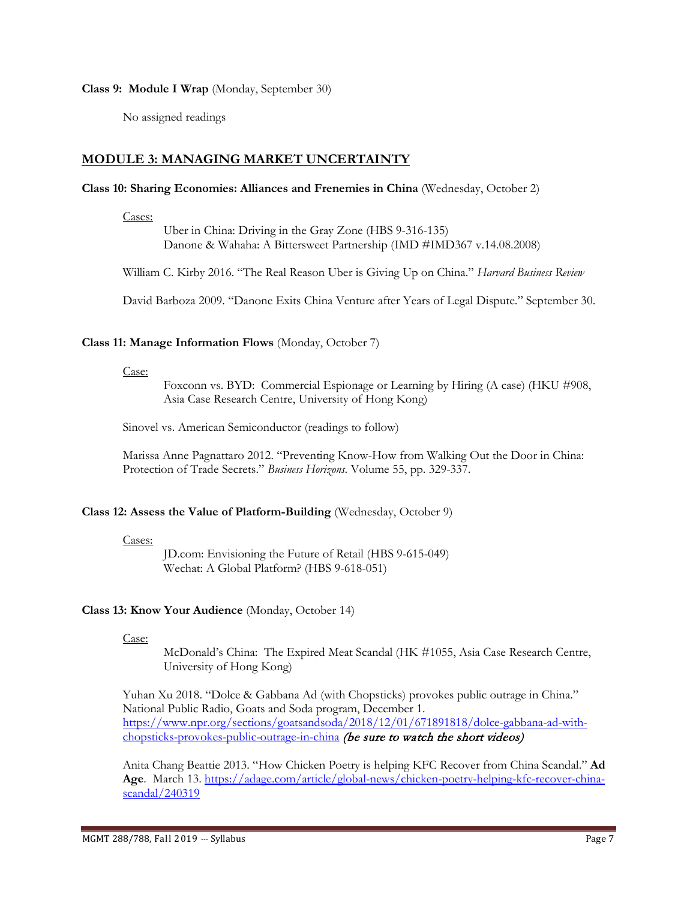**Class 9: Module I Wrap** (Monday, September 30)

No assigned readings

## MODULE 3: MANAGING MARKET UNCERTAINTY

**Class 10: Sharing Economies: Alliances and Frenemies in China** (Wednesday, October 2)

Cases:

Uber in China: Driving in the Gray Zone (HBS 9-316-135)
Danone & Wahaha: A Bittersweet Partnership (IMD #IMD367 v.14.08.2008)

William C. Kirby 2016. "The Real Reason Uber is Giving Up on China." *Harvard Business Review*

David Barboza 2009. "Danone Exits China Venture after Years of Legal Dispute." September 30.

**Class 11: Manage Information Flows** (Monday, October 7)

Case:

Foxconn vs. BYD: Commercial Espionage or Learning by Hiring (A case) (HKU #908, Asia Case Research Centre, University of Hong Kong)

Sinovel vs. American Semiconductor (readings to follow)

Marissa Anne Pagnattaro 2012. "Preventing Know-How from Walking Out the Door in China: Protection of Trade Secrets." *Business Horizons*. Volume 55, pp. 329-337.

**Class 12: Assess the Value of Platform-Building** (Wednesday, October 9)

Cases:

JD.com: Envisioning the Future of Retail (HBS 9-615-049)
Wechat: A Global Platform? (HBS 9-618-051)

**Class 13: Know Your Audience** (Monday, October 14)

Case:

McDonald's China: The Expired Meat Scandal (HK #1055, Asia Case Research Centre, University of Hong Kong)

Yuhan Xu 2018. "Dolce & Gabbana Ad (with Chopsticks) provokes public outrage in China." National Public Radio, Goats and Soda program, December 1. https://www.npr.org/sections/goatsandsoda/2018/12/01/671891818/dolce-gabbana-ad-with-chopsticks-provokes-public-outrage-in-china *(be sure to watch the short videos)*

Anita Chang Beattie 2013. "How Chicken Poetry is helping KFC Recover from China Scandal." **Ad Age**. March 13. https://adage.com/article/global-news/chicken-poetry-helping-kfc-recover-china-scandal/240319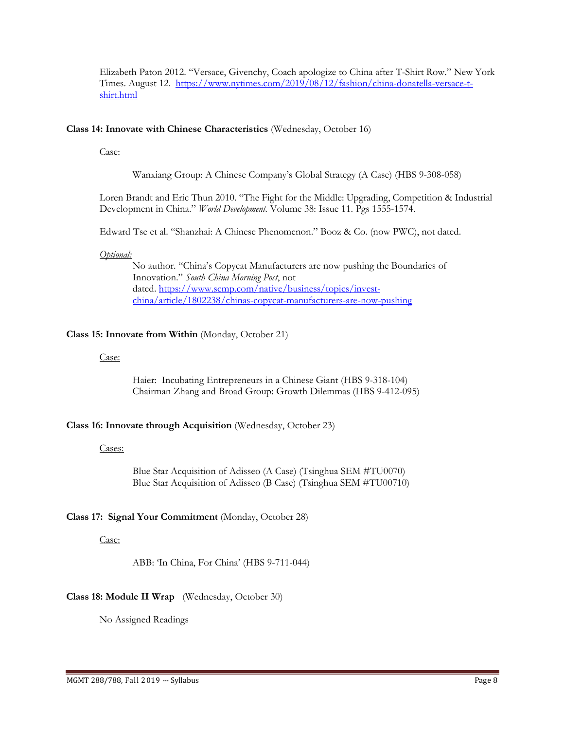Elizabeth Paton 2012. "Versace, Givenchy, Coach apologize to China after T-Shirt Row." New York Times. August 12. [https://www.nytimes.com/2019/08/12/fashion/china-donatella-versace-t-shirt.html](https://www.nytimes.com/2019/08/12/fashion/china-donatella-versace-t-shirt.html)

**Class 14: Innovate with Chinese Characteristics** (Wednesday, October 16)

Case:

Wanxiang Group: A Chinese Company's Global Strategy (A Case) (HBS 9-308-058)

Loren Brandt and Eric Thun 2010. "The Fight for the Middle: Upgrading, Competition & Industrial Development in China." *World Development.* Volume 38: Issue 11. Pgs 1555-1574.

Edward Tse et al. "Shanzhai: A Chinese Phenomenon." Booz & Co. (now PWC), not dated.

*Optional:*

No author. "China's Copycat Manufacturers are now pushing the Boundaries of Innovation." *South China Morning Post*, not dated. [https://www.scmp.com/native/business/topics/invest-china/article/1802238/chinas-copycat-manufacturers-are-now-pushing](https://www.scmp.com/native/business/topics/invest-china/article/1802238/chinas-copycat-manufacturers-are-now-pushing)

**Class 15: Innovate from Within** (Monday, October 21)

Case:

Haier: Incubating Entrepreneurs in a Chinese Giant (HBS 9-318-104)
Chairman Zhang and Broad Group: Growth Dilemmas (HBS 9-412-095)

**Class 16: Innovate through Acquisition** (Wednesday, October 23)

Cases:

Blue Star Acquisition of Adisseo (A Case) (Tsinghua SEM #TU0070)
Blue Star Acquisition of Adisseo (B Case) (Tsinghua SEM #TU00710)

**Class 17: Signal Your Commitment** (Monday, October 28)

Case:

ABB: 'In China, For China' (HBS 9-711-044)

**Class 18: Module II Wrap** (Wednesday, October 30)

No Assigned Readings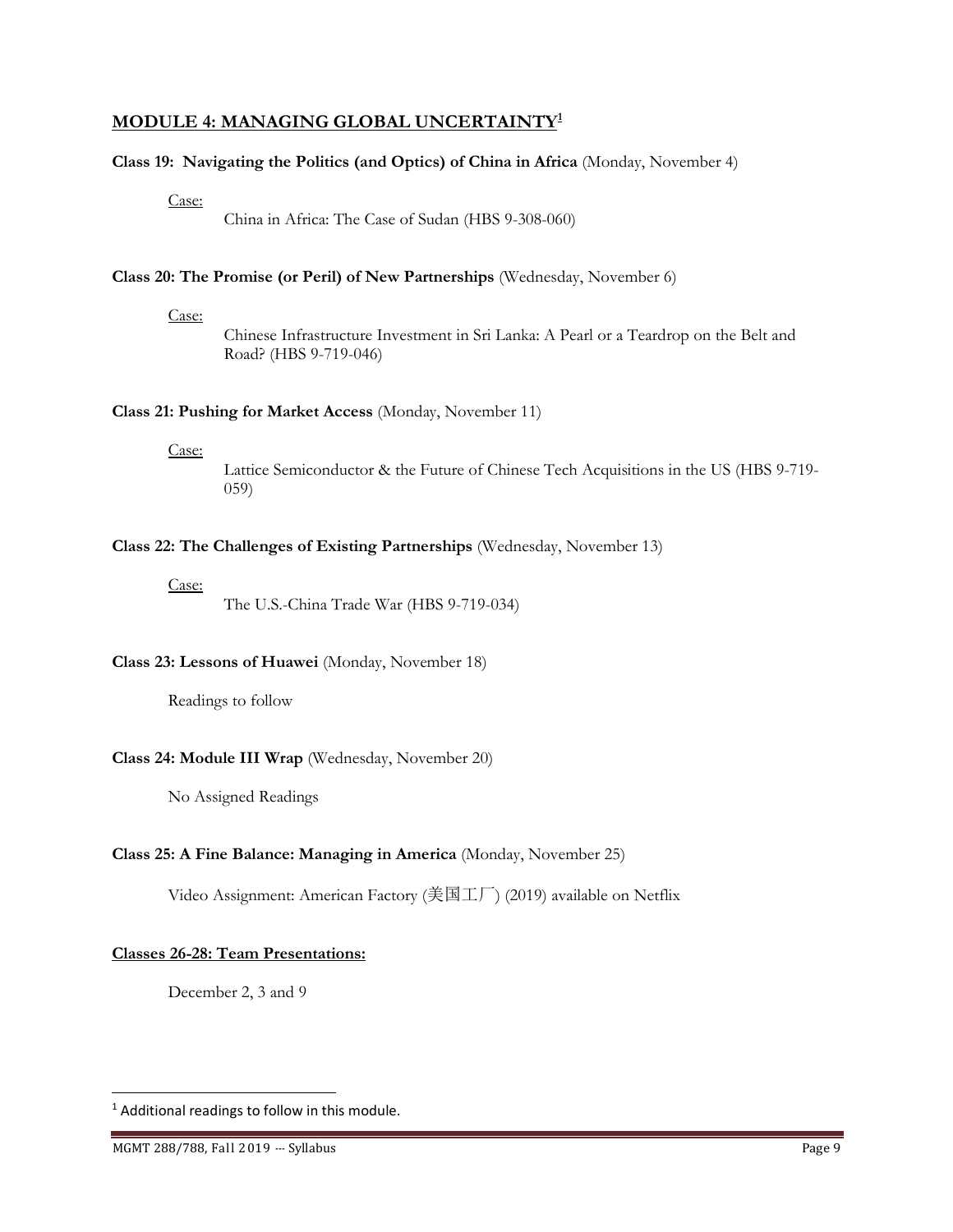## MODULE 4: MANAGING GLOBAL UNCERTAINTY[1]

**Class 19: Navigating the Politics (and Optics) of China in Africa** (Monday, November 4)

Case:

China in Africa: The Case of Sudan (HBS 9-308-060)

**Class 20: The Promise (or Peril) of New Partnerships** (Wednesday, November 6)

Case:

Chinese Infrastructure Investment in Sri Lanka: A Pearl or a Teardrop on the Belt and Road? (HBS 9-719-046)

**Class 21: Pushing for Market Access** (Monday, November 11)

Case:

Lattice Semiconductor & the Future of Chinese Tech Acquisitions in the US (HBS 9-719-059)

**Class 22: The Challenges of Existing Partnerships** (Wednesday, November 13)

Case:

The U.S.-China Trade War (HBS 9-719-034)

**Class 23: Lessons of Huawei** (Monday, November 18)

Readings to follow

**Class 24: Module III Wrap** (Wednesday, November 20)

No Assigned Readings

**Class 25: A Fine Balance: Managing in America** (Monday, November 25)

Video Assignment: American Factory (美国工厂) (2019) available on Netflix

**Classes 26-28: Team Presentations:**

December 2, 3 and 9

[1] Additional readings to follow in this module.